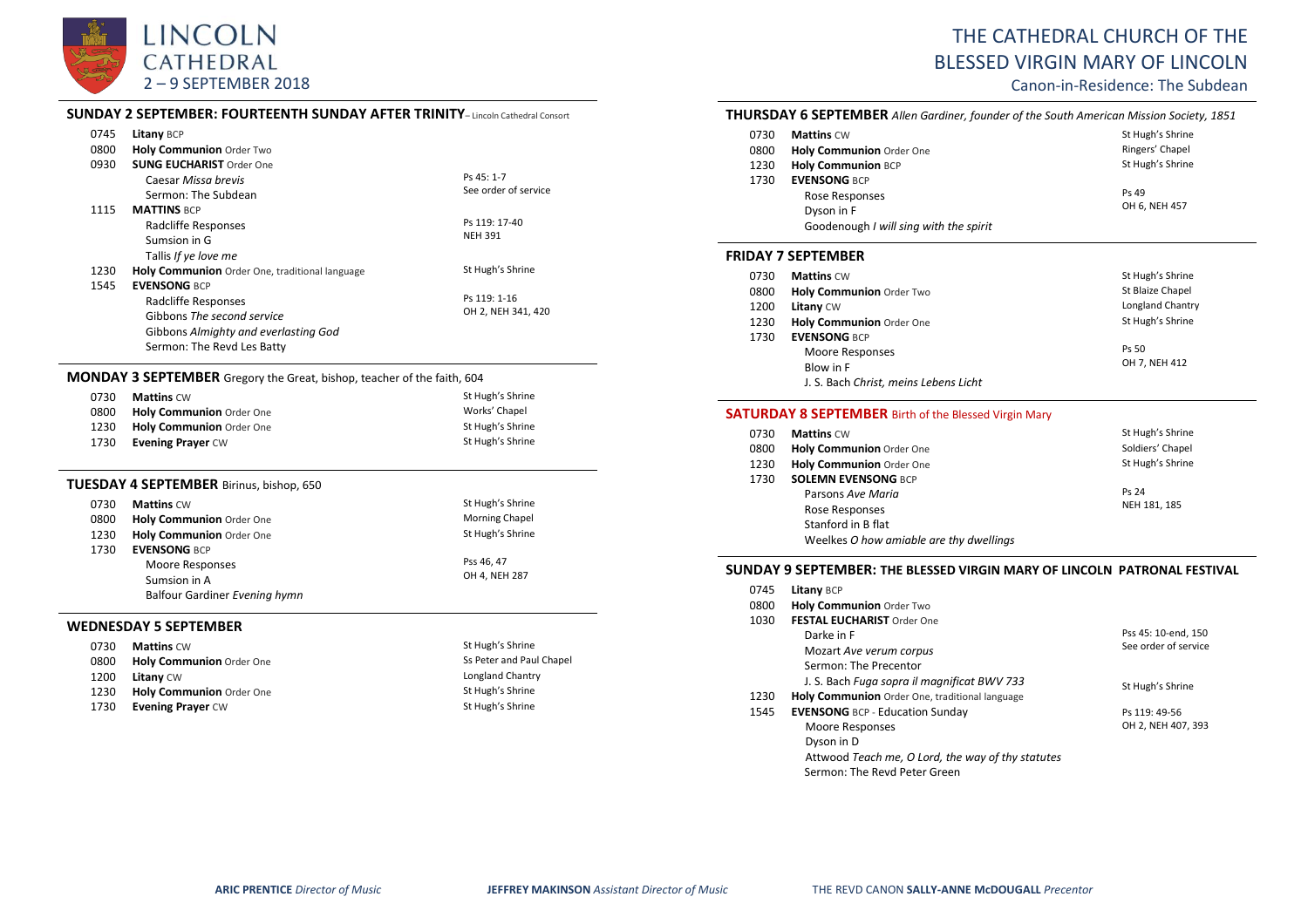# LINCOLN CATHEDRAL
## 2 – 9 SEPTEMBER 2018

# THE CATHEDRAL CHURCH OF THE BLESSED VIRGIN MARY OF LINCOLN

Canon-in-Residence: The Subdean

### SUNDAY 2 SEPTEMBER: FOURTEENTH SUNDAY AFTER TRINITY – Lincoln Cathedral Consort

| | | |
|---|---|---|
| 0745 | **Litany** BCP | |
| 0800 | **Holy Communion** Order Two | |
| 0930 | **SUNG EUCHARIST** Order One | |
| | Caesar *Missa brevis* | Ps 45: 1-7 |
| | Sermon: The Subdean | See order of service |
| 1115 | **MATTINS** BCP | |
| | Radcliffe Responses | Ps 119: 17-40 |
| | Sumsion in G | NEH 391 |
| | Tallis *If ye love me* | |
| 1230 | **Holy Communion** Order One, traditional language | St Hugh's Shrine |
| 1545 | **EVENSONG** BCP | |
| | Radcliffe Responses | Ps 119: 1-16 |
| | Gibbons *The second service* | OH 2, NEH 341, 420 |
| | Gibbons *Almighty and everlasting God* | |
| | Sermon: The Revd Les Batty | |

### MONDAY 3 SEPTEMBER Gregory the Great, bishop, teacher of the faith, 604

| | | |
|---|---|---|
| 0730 | **Mattins** CW | St Hugh's Shrine |
| 0800 | **Holy Communion** Order One | Works' Chapel |
| 1230 | **Holy Communion** Order One | St Hugh's Shrine |
| 1730 | **Evening Prayer** CW | St Hugh's Shrine |

### TUESDAY 4 SEPTEMBER Birinus, bishop, 650

| | | |
|---|---|---|
| 0730 | **Mattins** CW | St Hugh's Shrine |
| 0800 | **Holy Communion** Order One | Morning Chapel |
| 1230 | **Holy Communion** Order One | St Hugh's Shrine |
| 1730 | **EVENSONG** BCP | |
| | Moore Responses | Pss 46, 47 |
| | Sumsion in A | OH 4, NEH 287 |
| | Balfour Gardiner *Evening hymn* | |

### WEDNESDAY 5 SEPTEMBER

| | | |
|---|---|---|
| 0730 | **Mattins** CW | St Hugh's Shrine |
| 0800 | **Holy Communion** Order One | Ss Peter and Paul Chapel |
| 1200 | **Litany** CW | Longland Chantry |
| 1230 | **Holy Communion** Order One | St Hugh's Shrine |
| 1730 | **Evening Prayer** CW | St Hugh's Shrine |

### THURSDAY 6 SEPTEMBER *Allen Gardiner, founder of the South American Mission Society, 1851*

| | | |
|---|---|---|
| 0730 | **Mattins** CW | St Hugh's Shrine |
| 0800 | **Holy Communion** Order One | Ringers' Chapel |
| 1230 | **Holy Communion** BCP | St Hugh's Shrine |
| 1730 | **EVENSONG** BCP | |
| | Rose Responses | Ps 49 |
| | Dyson in F | OH 6, NEH 457 |
| | Goodenough *I will sing with the spirit* | |

### FRIDAY 7 SEPTEMBER

| | | |
|---|---|---|
| 0730 | **Mattins** CW | St Hugh's Shrine |
| 0800 | **Holy Communion** Order Two | St Blaize Chapel |
| 1200 | **Litany** CW | Longland Chantry |
| 1230 | **Holy Communion** Order One | St Hugh's Shrine |
| 1730 | **EVENSONG** BCP | |
| | Moore Responses | Ps 50 |
| | Blow in F | OH 7, NEH 412 |
| | J. S. Bach *Christ, meins Lebens Licht* | |

### SATURDAY 8 SEPTEMBER Birth of the Blessed Virgin Mary

| | | |
|---|---|---|
| 0730 | **Mattins** CW | St Hugh's Shrine |
| 0800 | **Holy Communion** Order One | Soldiers' Chapel |
| 1230 | **Holy Communion** Order One | St Hugh's Shrine |
| 1730 | **SOLEMN EVENSONG** BCP | |
| | Parsons *Ave Maria* | Ps 24 |
| | Rose Responses | NEH 181, 185 |
| | Stanford in B flat | |
| | Weelkes *O how amiable are thy dwellings* | |

### SUNDAY 9 SEPTEMBER: THE BLESSED VIRGIN MARY OF LINCOLN PATRONAL FESTIVAL

| | | |
|---|---|---|
| 0745 | **Litany** BCP | |
| 0800 | **Holy Communion** Order Two | |
| 1030 | **FESTAL EUCHARIST** Order One | |
| | Darke in F | Pss 45: 10-end, 150 |
| | Mozart *Ave verum corpus* | See order of service |
| | Sermon: The Precentor | |
| | J. S. Bach *Fuga sopra il magnificat BWV 733* | |
| 1230 | **Holy Communion** Order One, traditional language | St Hugh's Shrine |
| 1545 | **EVENSONG** BCP - Education Sunday | Ps 119: 49-56 |
| | Moore Responses | OH 2, NEH 407, 393 |
| | Dyson in D | |
| | Attwood *Teach me, O Lord, the way of thy statutes* | |
| | Sermon: The Revd Peter Green | |

**ARIC PRENTICE** *Director of Music* **JEFFREY MAKINSON** *Assistant Director of Music* THE REVD CANON **SALLY-ANNE McDOUGALL** *Precentor*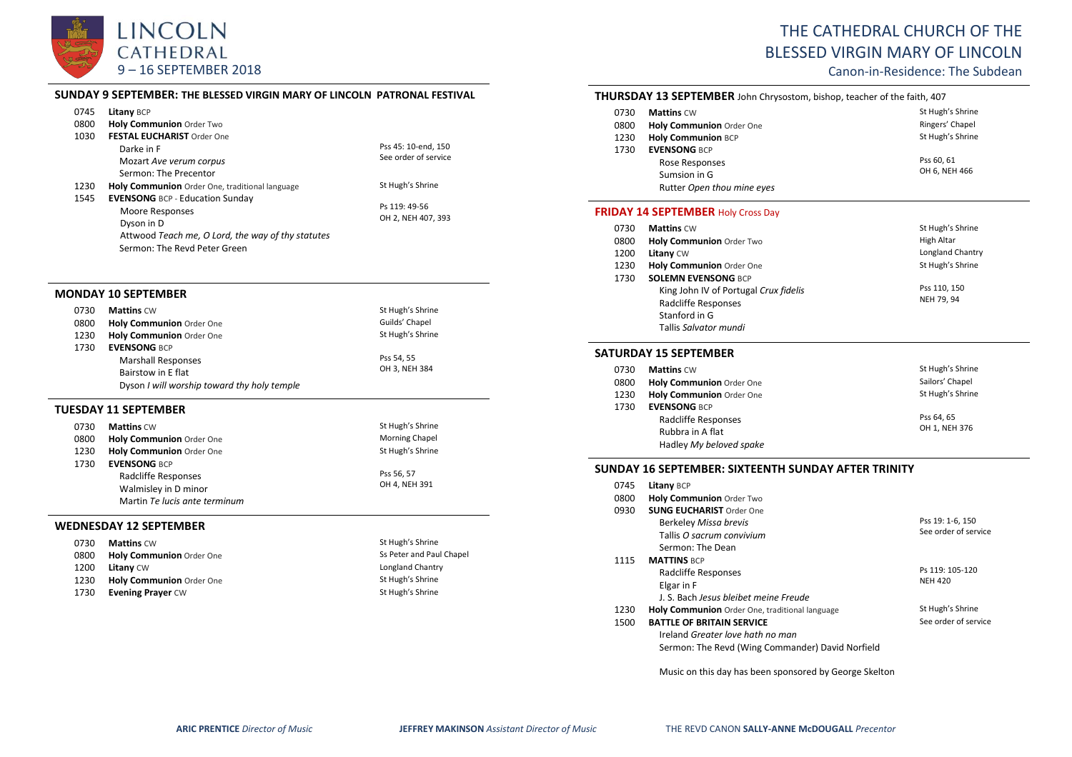# LINCOLN CATHEDRAL
## 9 – 16 SEPTEMBER 2018

# THE CATHEDRAL CHURCH OF THE BLESSED VIRGIN MARY OF LINCOLN

Canon-in-Residence: The Subdean

### SUNDAY 9 SEPTEMBER: THE BLESSED VIRGIN MARY OF LINCOLN PATRONAL FESTIVAL

| | | |
|---|---|---|
| 0745 | **Litany** BCP | |
| 0800 | **Holy Communion** Order Two | |
| 1030 | **FESTAL EUCHARIST** Order One | |
| | Darke in F | Pss 45: 10-end, 150 |
| | Mozart *Ave verum corpus* | See order of service |
| | Sermon: The Precentor | |
| 1230 | **Holy Communion** Order One, traditional language | St Hugh's Shrine |
| 1545 | **EVENSONG** BCP - Education Sunday | |
| | Moore Responses | Ps 119: 49-56 |
| | Dyson in D | OH 2, NEH 407, 393 |
| | Attwood *Teach me, O Lord, the way of thy statutes* | |
| | Sermon: The Revd Peter Green | |

### MONDAY 10 SEPTEMBER

| | | |
|---|---|---|
| 0730 | **Mattins** CW | St Hugh's Shrine |
| 0800 | **Holy Communion** Order One | Guilds' Chapel |
| 1230 | **Holy Communion** Order One | St Hugh's Shrine |
| 1730 | **EVENSONG** BCP | |
| | Marshall Responses | Pss 54, 55 |
| | Bairstow in E flat | OH 3, NEH 384 |
| | Dyson *I will worship toward thy holy temple* | |

### TUESDAY 11 SEPTEMBER

| | | |
|---|---|---|
| 0730 | **Mattins** CW | St Hugh's Shrine |
| 0800 | **Holy Communion** Order One | Morning Chapel |
| 1230 | **Holy Communion** Order One | St Hugh's Shrine |
| 1730 | **EVENSONG** BCP | |
| | Radcliffe Responses | Pss 56, 57 |
| | Walmisley in D minor | OH 4, NEH 391 |
| | Martin *Te lucis ante terminum* | |

### WEDNESDAY 12 SEPTEMBER

| | | |
|---|---|---|
| 0730 | **Mattins** CW | St Hugh's Shrine |
| 0800 | **Holy Communion** Order One | Ss Peter and Paul Chapel |
| 1200 | **Litany** CW | Longland Chantry |
| 1230 | **Holy Communion** Order One | St Hugh's Shrine |
| 1730 | **Evening Prayer** CW | St Hugh's Shrine |

### THURSDAY 13 SEPTEMBER John Chrysostom, bishop, teacher of the faith, 407

| | | |
|---|---|---|
| 0730 | **Mattins** CW | St Hugh's Shrine |
| 0800 | **Holy Communion** Order One | Ringers' Chapel |
| 1230 | **Holy Communion** BCP | St Hugh's Shrine |
| 1730 | **EVENSONG** BCP | |
| | Rose Responses | Pss 60, 61 |
| | Sumsion in G | OH 6, NEH 466 |
| | Rutter *Open thou mine eyes* | |

### FRIDAY 14 SEPTEMBER Holy Cross Day

| | | |
|---|---|---|
| 0730 | **Mattins** CW | St Hugh's Shrine |
| 0800 | **Holy Communion** Order Two | High Altar |
| 1200 | **Litany** CW | Longland Chantry |
| 1230 | **Holy Communion** Order One | St Hugh's Shrine |
| 1730 | **SOLEMN EVENSONG** BCP | |
| | King John IV of Portugal *Crux fidelis* | Pss 110, 150 |
| | Radcliffe Responses | NEH 79, 94 |
| | Stanford in G | |
| | Tallis *Salvator mundi* | |

### SATURDAY 15 SEPTEMBER

| | | |
|---|---|---|
| 0730 | **Mattins** CW | St Hugh's Shrine |
| 0800 | **Holy Communion** Order One | Sailors' Chapel |
| 1230 | **Holy Communion** Order One | St Hugh's Shrine |
| 1730 | **EVENSONG** BCP | |
| | Radcliffe Responses | Pss 64, 65 |
| | Rubbra in A flat | OH 1, NEH 376 |
| | Hadley *My beloved spake* | |

### SUNDAY 16 SEPTEMBER: SIXTEENTH SUNDAY AFTER TRINITY

| | | |
|---|---|---|
| 0745 | **Litany** BCP | |
| 0800 | **Holy Communion** Order Two | |
| 0930 | **SUNG EUCHARIST** Order One | |
| | Berkeley *Missa brevis* | Pss 19: 1-6, 150 |
| | Tallis *O sacrum convivium* | See order of service |
| | Sermon: The Dean | |
| 1115 | **MATTINS** BCP | |
| | Radcliffe Responses | Ps 119: 105-120 |
| | Elgar in F | NEH 420 |
| | J. S. Bach *Jesus bleibet meine Freude* | |
| 1230 | **Holy Communion** Order One, traditional language | St Hugh's Shrine |
| 1500 | **BATTLE OF BRITAIN SERVICE** | See order of service |
| | Ireland *Greater love hath no man* | |
| | Sermon: The Revd (Wing Commander) David Norfield | |

Music on this day has been sponsored by George Skelton

**ARIC PRENTICE** *Director of Music* | **JEFFREY MAKINSON** *Assistant Director of Music* | THE REVD CANON **SALLY-ANNE McDOUGALL** *Precentor*